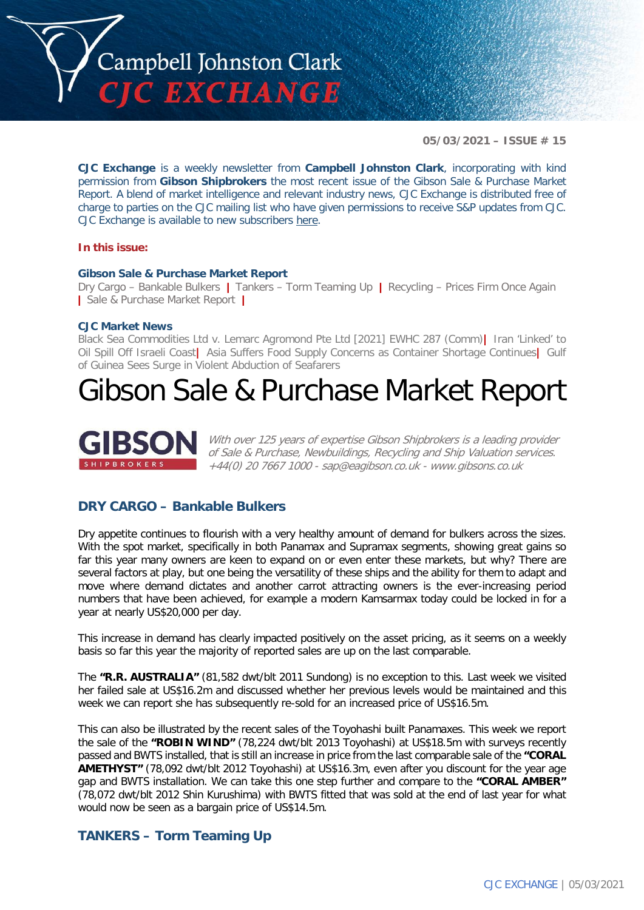# Campbell Johnston Clark CJC EXCHANGE

**05/03/2021 – ISSUE # 15**

**CJC Exchange** is a weekly newsletter from **Campbell Johnston Clark**, incorporating with kind permission from **Gibson Shipbrokers** the most recent issue of the Gibson Sale & Purchase Market Report. A blend of market intelligence and relevant industry news, CJC Exchange is distributed free of charge to parties on the CJC mailing list who have given permissions to receive S&P updates from CJC. CJC Exchange is available to new subscribers here.

**In this issue:**

**Gibson Sale & Purchase Market Report**
Dry Cargo – Bankable Bulkers | Tankers – Torm Teaming Up | Recycling – Prices Firm Once Again | Sale & Purchase Market Report |

**CJC Market News**
Black Sea Commodities Ltd v. Lemarc Agromond Pte Ltd [2021] EWHC 287 (Comm)| Iran 'Linked' to Oil Spill Off Israeli Coast| Asia Suffers Food Supply Concerns as Container Shortage Continues| Gulf of Guinea Sees Surge in Violent Abduction of Seafarers

# Gibson Sale & Purchase Market Report

**GIBSON** SHIPBROKERS

*With over 125 years of expertise Gibson Shipbrokers is a leading provider of Sale & Purchase, Newbuildings, Recycling and Ship Valuation services. +44(0) 20 7667 1000 - sap@eagibson.co.uk - www.gibsons.co.uk*

## DRY CARGO – Bankable Bulkers

Dry appetite continues to flourish with a very healthy amount of demand for bulkers across the sizes. With the spot market, specifically in both Panamax and Supramax segments, showing great gains so far this year many owners are keen to expand on or even enter these markets, but why? There are several factors at play, but one being the versatility of these ships and the ability for them to adapt and move where demand dictates and another carrot attracting owners is the ever-increasing period numbers that have been achieved, for example a modern Kamsarmax today could be locked in for a year at nearly US$20,000 per day.

This increase in demand has clearly impacted positively on the asset pricing, as it seems on a weekly basis so far this year the majority of reported sales are up on the last comparable.

The **"R.R. AUSTRALIA"** (81,582 dwt/blt 2011 Sundong) is no exception to this. Last week we visited her failed sale at US$16.2m and discussed whether her previous levels would be maintained and this week we can report she has subsequently re-sold for an increased price of US$16.5m.

This can also be illustrated by the recent sales of the Toyohashi built Panamaxes. This week we report the sale of the **"ROBIN WIND"** (78,224 dwt/blt 2013 Toyohashi) at US$18.5m with surveys recently passed and BWTS installed, that is still an increase in price from the last comparable sale of the **"CORAL AMETHYST"** (78,092 dwt/blt 2012 Toyohashi) at US$16.3m, even after you discount for the year age gap and BWTS installation. We can take this one step further and compare to the **"CORAL AMBER"** (78,072 dwt/blt 2012 Shin Kurushima) with BWTS fitted that was sold at the end of last year for what would now be seen as a bargain price of US$14.5m.

## TANKERS – Torm Teaming Up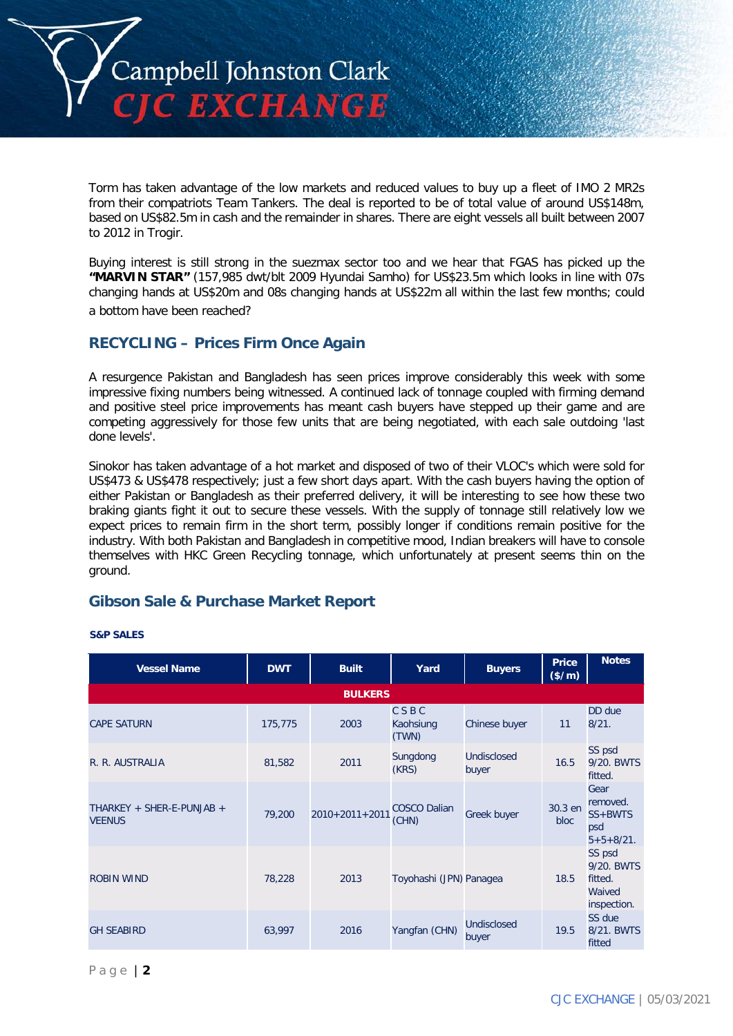Torm has taken advantage of the low markets and reduced values to buy up a fleet of IMO 2 MR2s from their compatriots Team Tankers. The deal is reported to be of total value of around US$148m, based on US$82.5m in cash and the remainder in shares. There are eight vessels all built between 2007 to 2012 in Trogir.

Buying interest is still strong in the suezmax sector too and we hear that FGAS has picked up the **"MARVIN STAR"** (157,985 dwt/blt 2009 Hyundai Samho) for US$23.5m which looks in line with 07s changing hands at US$20m and 08s changing hands at US$22m all within the last few months; could a bottom have been reached?

## RECYCLING – Prices Firm Once Again

A resurgence Pakistan and Bangladesh has seen prices improve considerably this week with some impressive fixing numbers being witnessed. A continued lack of tonnage coupled with firming demand and positive steel price improvements has meant cash buyers have stepped up their game and are competing aggressively for those few units that are being negotiated, with each sale outdoing 'last done levels'.

Sinokor has taken advantage of a hot market and disposed of two of their VLOC's which were sold for US$473 & US$478 respectively; just a few short days apart. With the cash buyers having the option of either Pakistan or Bangladesh as their preferred delivery, it will be interesting to see how these two braking giants fight it out to secure these vessels. With the supply of tonnage still relatively low we expect prices to remain firm in the short term, possibly longer if conditions remain positive for the industry. With both Pakistan and Bangladesh in competitive mood, Indian breakers will have to console themselves with HKC Green Recycling tonnage, which unfortunately at present seems thin on the ground.

## Gibson Sale & Purchase Market Report

**S&P SALES**

| Vessel Name | DWT | Built | Yard | Buyers | Price ($/m) | Notes |
|---|---|---|---|---|---|---|
| **BULKERS** | | | | | | |
| CAPE SATURN | 175,775 | 2003 | C S B C Kaohsiung (TWN) | Chinese buyer | 11 | DD due 8/21. |
| R. R. AUSTRALIA | 81,582 | 2011 | Sungdong (KRS) | Undisclosed buyer | 16.5 | SS psd 9/20. BWTS fitted. |
| THARKEY + SHER-E-PUNJAB + VEENUS | 79,200 | 2010+2011+2011 | COSCO Dalian (CHN) | Greek buyer | 30.3 en bloc | Gear removed. SS+BWTS psd 5+5+8/21. |
| ROBIN WIND | 78,228 | 2013 | Toyohashi (JPN) | Panagea | 18.5 | SS psd 9/20. BWTS fitted. Waived inspection. |
| GH SEABIRD | 63,997 | 2016 | Yangfan (CHN) | Undisclosed buyer | 19.5 | SS due 8/21. BWTS fitted |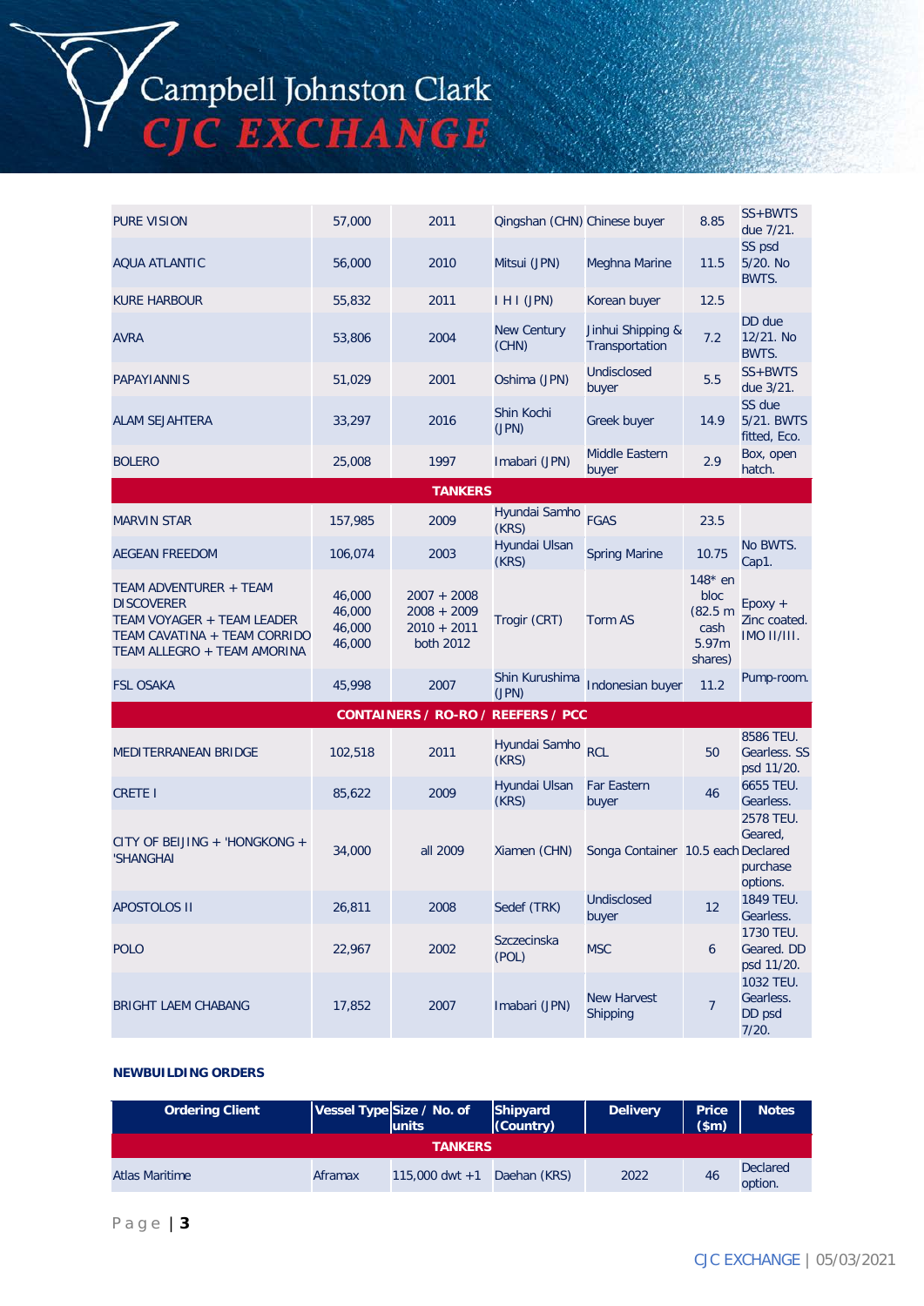| | | | | | | |
|---|---|---|---|---|---|---|
| PURE VISION | 57,000 | 2011 | Qingshan (CHN) | Chinese buyer | 8.85 | SS+BWTS due 7/21. |
| AQUA ATLANTIC | 56,000 | 2010 | Mitsui (JPN) | Meghna Marine | 11.5 | SS psd 5/20. No BWTS. |
| KURE HARBOUR | 55,832 | 2011 | I H I (JPN) | Korean buyer | 12.5 | |
| AVRA | 53,806 | 2004 | New Century (CHN) | Jinhui Shipping & Transportation | 7.2 | DD due 12/21. No BWTS. |
| PAPAYIANNIS | 51,029 | 2001 | Oshima (JPN) | Undisclosed buyer | 5.5 | SS+BWTS due 3/21. |
| ALAM SEJAHTERA | 33,297 | 2016 | Shin Kochi (JPN) | Greek buyer | 14.9 | SS due 5/21. BWTS fitted, Eco. |
| BOLERO | 25,008 | 1997 | Imabari (JPN) | Middle Eastern buyer | 2.9 | Box, open hatch. |
| **TANKERS** | | | | | | |
| MARVIN STAR | 157,985 | 2009 | Hyundai Samho (KRS) | FGAS | 23.5 | |
| AEGEAN FREEDOM | 106,074 | 2003 | Hyundai Ulsan (KRS) | Spring Marine | 10.75 | No BWTS. Cap1. |
| TEAM ADVENTURER + TEAM DISCOVERER<br>TEAM VOYAGER + TEAM LEADER<br>TEAM CAVATINA + TEAM CORRIDO<br>TEAM ALLEGRO + TEAM AMORINA | 46,000<br>46,000<br>46,000<br>46,000 | 2007 + 2008<br>2008 + 2009<br>2010 + 2011<br>both 2012 | Trogir (CRT) | Torm AS | 148* en bloc (82.5 m cash 5.97m shares) | Epoxy + Zinc coated. IMO II/III. |
| FSL OSAKA | 45,998 | 2007 | Shin Kurushima (JPN) | Indonesian buyer | 11.2 | Pump-room. |
| **CONTAINERS / RO-RO / REEFERS / PCC** | | | | | | |
| MEDITERRANEAN BRIDGE | 102,518 | 2011 | Hyundai Samho (KRS) | RCL | 50 | 8586 TEU. Gearless. SS psd 11/20. |
| CRETE I | 85,622 | 2009 | Hyundai Ulsan (KRS) | Far Eastern buyer | 46 | 6655 TEU. Gearless. |
| CITY OF BEIJING + 'HONGKONG + 'SHANGHAI | 34,000 | all 2009 | Xiamen (CHN) | Songa Container | 10.5 each | 2578 TEU. Geared, Declared purchase options. |
| APOSTOLOS II | 26,811 | 2008 | Sedef (TRK) | Undisclosed buyer | 12 | 1849 TEU. Gearless. |
| POLO | 22,967 | 2002 | Szczecinska (POL) | MSC | 6 | 1730 TEU. Geared. DD psd 11/20. |
| BRIGHT LAEM CHABANG | 17,852 | 2007 | Imabari (JPN) | New Harvest Shipping | 7 | 1032 TEU. Gearless. DD psd 7/20. |

**NEWBUILDING ORDERS**

| Ordering Client | Vessel Type | Size / No. of units | Shipyard (Country) | Delivery | Price ($m) | Notes |
|---|---|---|---|---|---|---|
| **TANKERS** | | | | | | |
| Atlas Maritime | Aframax | 115,000 dwt +1 | Daehan (KRS) | 2022 | 46 | Declared option. |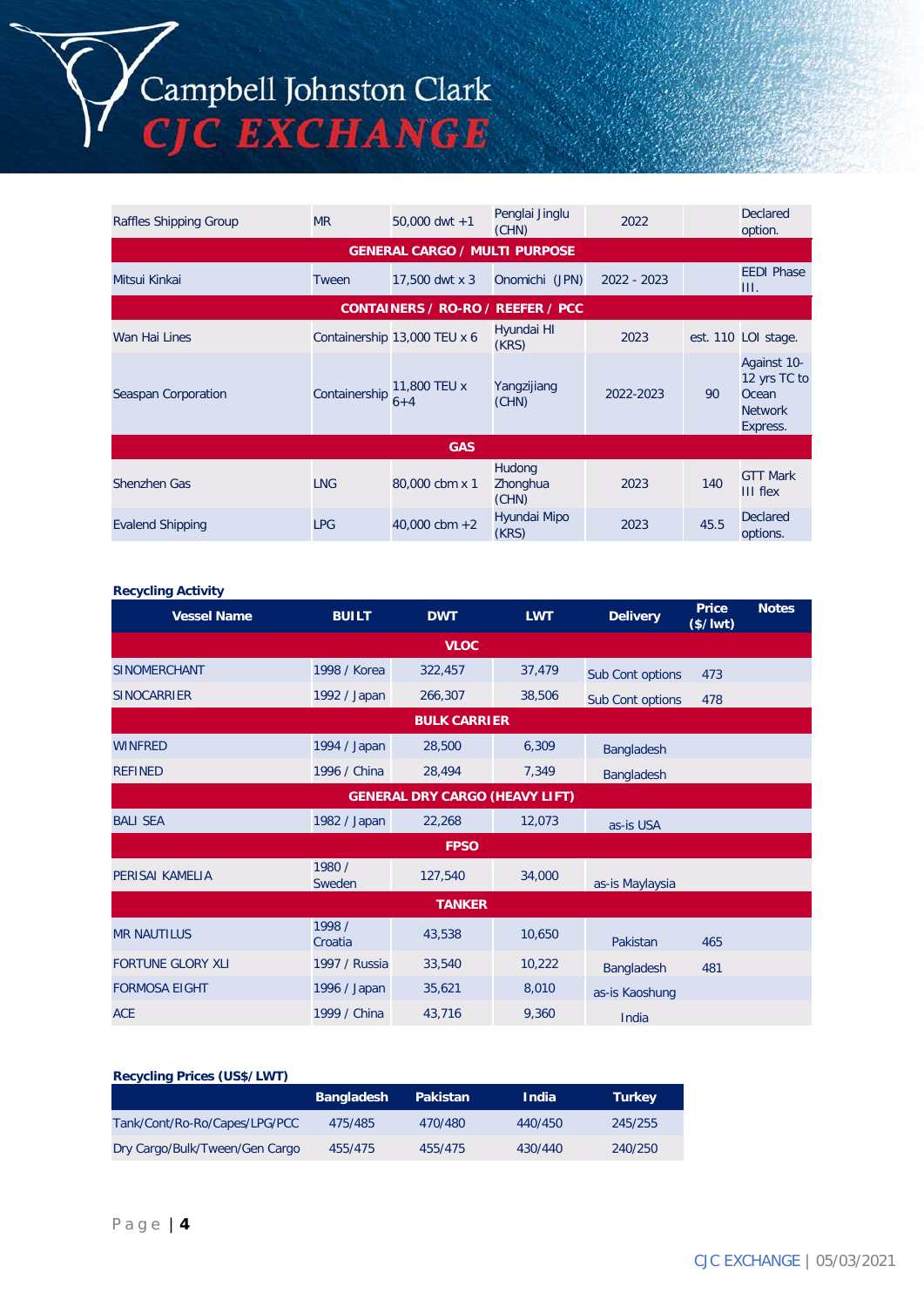| | | | | | | |
|---|---|---|---|---|---|---|
| Raffles Shipping Group | MR | 50,000 dwt +1 | Penglai Jinglu (CHN) | 2022 | | Declared option. |
| **GENERAL CARGO / MULTI PURPOSE** | | | | | | |
| Mitsui Kinkai | Tween | 17,500 dwt x 3 | Onomichi (JPN) | 2022 - 2023 | | EEDI Phase III. |
| **CONTAINERS / RO-RO / REEFER / PCC** | | | | | | |
| Wan Hai Lines | Containership | 13,000 TEU x 6 | Hyundai HI (KRS) | 2023 | est. 110 | LOI stage. |
| Seaspan Corporation | Containership | 11,800 TEU x 6+4 | Yangzijiang (CHN) | 2022-2023 | 90 | Against 10-12 yrs TC to Ocean Network Express. |
| **GAS** | | | | | | |
| Shenzhen Gas | LNG | 80,000 cbm x 1 | Hudong Zhonghua (CHN) | 2023 | 140 | GTT Mark III flex |
| Evalend Shipping | LPG | 40,000 cbm +2 | Hyundai Mipo (KRS) | 2023 | 45.5 | Declared options. |

**Recycling Activity**

| Vessel Name | BUILT | DWT | LWT | Delivery | Price ($/lwt) | Notes |
|---|---|---|---|---|---|---|
| **VLOC** | | | | | | |
| SINOMERCHANT | 1998 / Korea | 322,457 | 37,479 | Sub Cont options | 473 | |
| SINOCARRIER | 1992 / Japan | 266,307 | 38,506 | Sub Cont options | 478 | |
| **BULK CARRIER** | | | | | | |
| WINFRED | 1994 / Japan | 28,500 | 6,309 | Bangladesh | | |
| REFINED | 1996 / China | 28,494 | 7,349 | Bangladesh | | |
| **GENERAL DRY CARGO (HEAVY LIFT)** | | | | | | |
| BALI SEA | 1982 / Japan | 22,268 | 12,073 | as-is USA | | |
| **FPSO** | | | | | | |
| PERISAI KAMELIA | 1980 / Sweden | 127,540 | 34,000 | as-is Maylaysia | | |
| **TANKER** | | | | | | |
| MR NAUTILUS | 1998 / Croatia | 43,538 | 10,650 | Pakistan | 465 | |
| FORTUNE GLORY XLI | 1997 / Russia | 33,540 | 10,222 | Bangladesh | 481 | |
| FORMOSA EIGHT | 1996 / Japan | 35,621 | 8,010 | as-is Kaoshung | | |
| ACE | 1999 / China | 43,716 | 9,360 | India | | |

**Recycling Prices (US$/LWT)**

| | Bangladesh | Pakistan | India | Turkey |
|---|---|---|---|---|
| Tank/Cont/Ro-Ro/Capes/LPG/PCC | 475/485 | 470/480 | 440/450 | 245/255 |
| Dry Cargo/Bulk/Tween/Gen Cargo | 455/475 | 455/475 | 430/440 | 240/250 |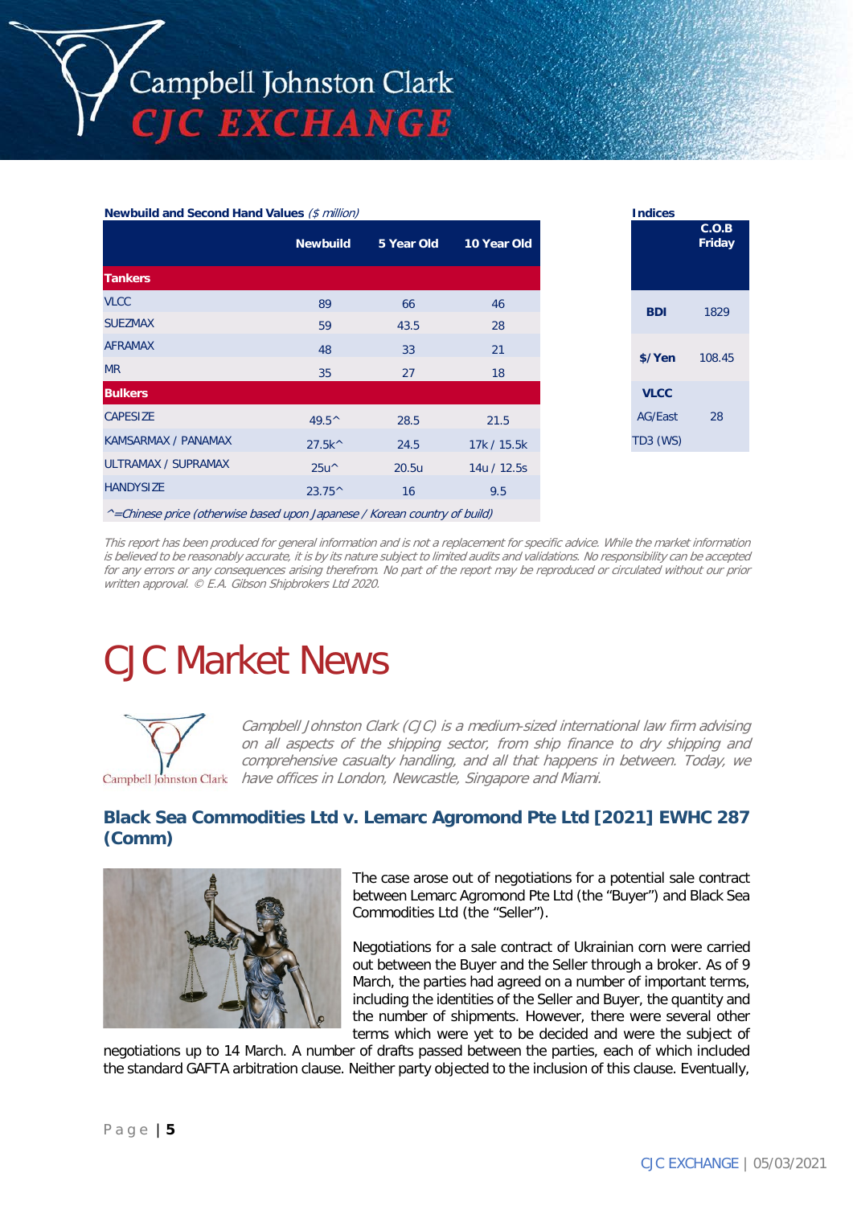**Newbuild and Second Hand Values** *($ million)*

| | Newbuild | 5 Year Old | 10 Year Old |
|---|---|---|---|
| **Tankers** | | | |
| VLCC | 89 | 66 | 46 |
| SUEZMAX | 59 | 43.5 | 28 |
| AFRAMAX | 48 | 33 | 21 |
| MR | 35 | 27 | 18 |
| **Bulkers** | | | |
| CAPESIZE | 49.5^ | 28.5 | 21.5 |
| KAMSARMAX / PANAMAX | 27.5k^ | 24.5 | 17k / 15.5k |
| ULTRAMAX / SUPRAMAX | 25u^ | 20.5u | 14u / 12.5s |
| HANDYSIZE | 23.75^ | 16 | 9.5 |

*^=Chinese price (otherwise based upon Japanese / Korean country of build)*

**Indices**

| | C.O.B Friday |
|---|---|
| **BDI** | 1829 |
| **$/Yen** | 108.45 |
| **VLCC** AG/East TD3 (WS) | 28 |

*This report has been produced for general information and is not a replacement for specific advice. While the market information is believed to be reasonably accurate, it is by its nature subject to limited audits and validations. No responsibility can be accepted for any errors or any consequences arising therefrom. No part of the report may be reproduced or circulated without our prior written approval. © E.A. Gibson Shipbrokers Ltd 2020.*

# CJC Market News

*Campbell Johnston Clark (CJC) is a medium-sized international law firm advising on all aspects of the shipping sector, from ship finance to dry shipping and comprehensive casualty handling, and all that happens in between. Today, we have offices in London, Newcastle, Singapore and Miami.*

## Black Sea Commodities Ltd v. Lemarc Agromond Pte Ltd [2021] EWHC 287 (Comm)

The case arose out of negotiations for a potential sale contract between Lemarc Agromond Pte Ltd (the "Buyer") and Black Sea Commodities Ltd (the "Seller").

Negotiations for a sale contract of Ukrainian corn were carried out between the Buyer and the Seller through a broker. As of 9 March, the parties had agreed on a number of important terms, including the identities of the Seller and Buyer, the quantity and the number of shipments. However, there were several other terms which were yet to be decided and were the subject of negotiations up to 14 March. A number of drafts passed between the parties, each of which included the standard GAFTA arbitration clause. Neither party objected to the inclusion of this clause. Eventually,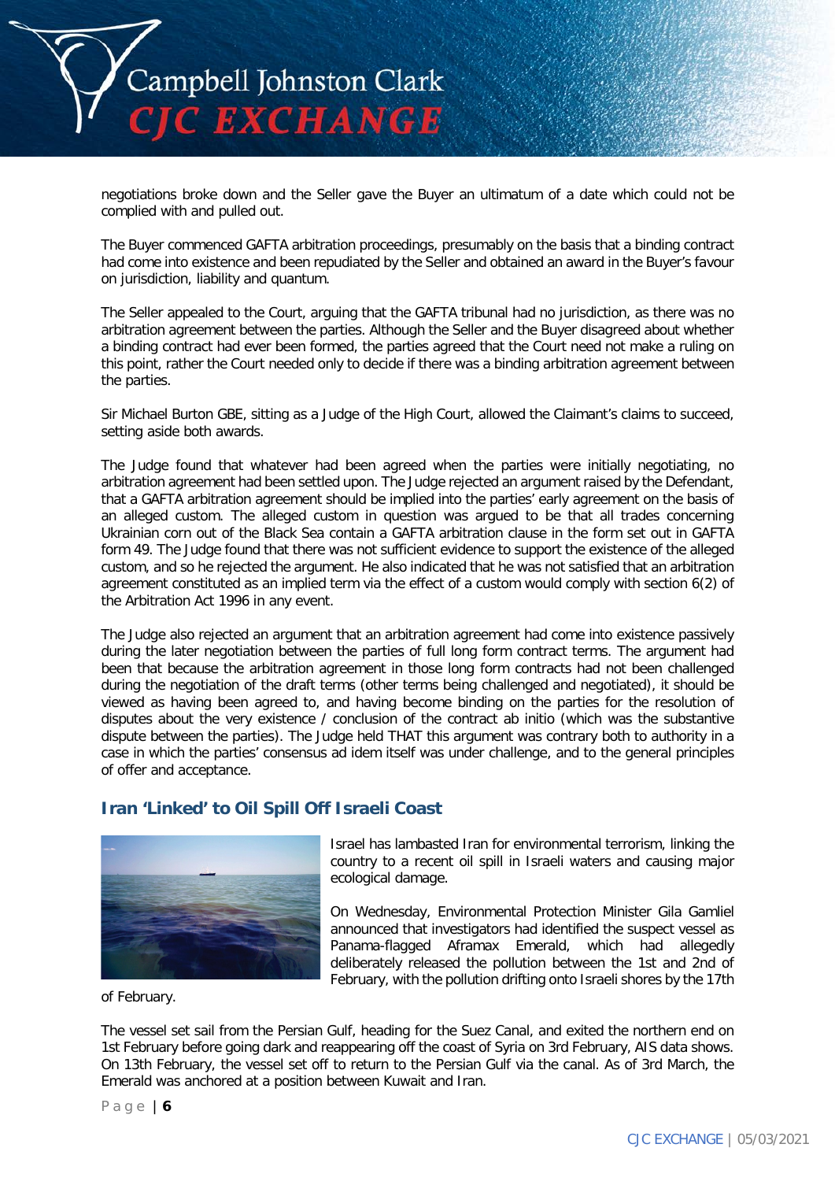negotiations broke down and the Seller gave the Buyer an ultimatum of a date which could not be complied with and pulled out.

The Buyer commenced GAFTA arbitration proceedings, presumably on the basis that a binding contract had come into existence and been repudiated by the Seller and obtained an award in the Buyer's favour on jurisdiction, liability and quantum.

The Seller appealed to the Court, arguing that the GAFTA tribunal had no jurisdiction, as there was no arbitration agreement between the parties. Although the Seller and the Buyer disagreed about whether a binding contract had ever been formed, the parties agreed that the Court need not make a ruling on this point, rather the Court needed only to decide if there was a binding arbitration agreement between the parties.

Sir Michael Burton GBE, sitting as a Judge of the High Court, allowed the Claimant's claims to succeed, setting aside both awards.

The Judge found that whatever had been agreed when the parties were initially negotiating, no arbitration agreement had been settled upon. The Judge rejected an argument raised by the Defendant, that a GAFTA arbitration agreement should be implied into the parties' early agreement on the basis of an alleged custom. The alleged custom in question was argued to be that all trades concerning Ukrainian corn out of the Black Sea contain a GAFTA arbitration clause in the form set out in GAFTA form 49. The Judge found that there was not sufficient evidence to support the existence of the alleged custom, and so he rejected the argument. He also indicated that he was not satisfied that an arbitration agreement constituted as an implied term via the effect of a custom would comply with section 6(2) of the Arbitration Act 1996 in any event.

The Judge also rejected an argument that an arbitration agreement had come into existence passively during the later negotiation between the parties of full long form contract terms. The argument had been that because the arbitration agreement in those long form contracts had not been challenged during the negotiation of the draft terms (other terms being challenged and negotiated), it should be viewed as having been agreed to, and having become binding on the parties for the resolution of disputes about the very existence / conclusion of the contract ab initio (which was the substantive dispute between the parties). The Judge held THAT this argument was contrary both to authority in a case in which the parties' consensus ad idem itself was under challenge, and to the general principles of offer and acceptance.

## Iran 'Linked' to Oil Spill Off Israeli Coast

Israel has lambasted Iran for environmental terrorism, linking the country to a recent oil spill in Israeli waters and causing major ecological damage.

On Wednesday, Environmental Protection Minister Gila Gamliel announced that investigators had identified the suspect vessel as Panama-flagged Aframax Emerald, which had allegedly deliberately released the pollution between the 1st and 2nd of February, with the pollution drifting onto Israeli shores by the 17th of February.

The vessel set sail from the Persian Gulf, heading for the Suez Canal, and exited the northern end on 1st February before going dark and reappearing off the coast of Syria on 3rd February, AIS data shows. On 13th February, the vessel set off to return to the Persian Gulf via the canal. As of 3rd March, the Emerald was anchored at a position between Kuwait and Iran.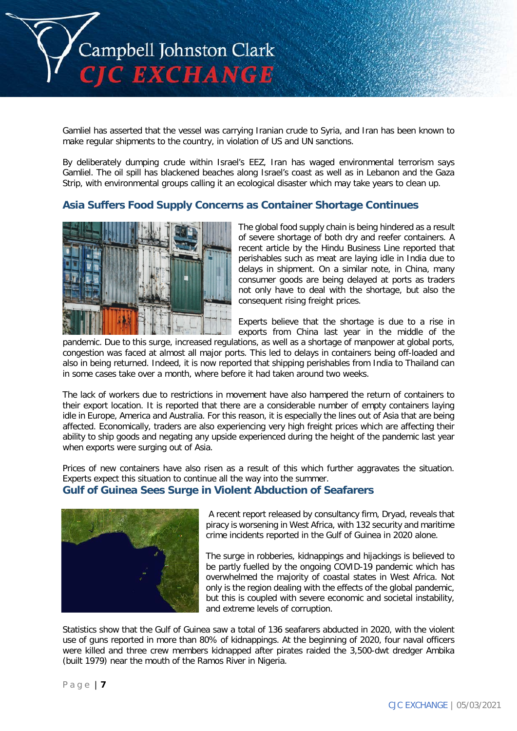Gamliel has asserted that the vessel was carrying Iranian crude to Syria, and Iran has been known to make regular shipments to the country, in violation of US and UN sanctions.

By deliberately dumping crude within Israel's EEZ, Iran has waged environmental terrorism says Gamliel. The oil spill has blackened beaches along Israel's coast as well as in Lebanon and the Gaza Strip, with environmental groups calling it an ecological disaster which may take years to clean up.

## Asia Suffers Food Supply Concerns as Container Shortage Continues

The global food supply chain is being hindered as a result of severe shortage of both dry and reefer containers. A recent article by the Hindu Business Line reported that perishables such as meat are laying idle in India due to delays in shipment. On a similar note, in China, many consumer goods are being delayed at ports as traders not only have to deal with the shortage, but also the consequent rising freight prices.

Experts believe that the shortage is due to a rise in exports from China last year in the middle of the pandemic. Due to this surge, increased regulations, as well as a shortage of manpower at global ports, congestion was faced at almost all major ports. This led to delays in containers being off-loaded and also in being returned. Indeed, it is now reported that shipping perishables from India to Thailand can in some cases take over a month, where before it had taken around two weeks.

The lack of workers due to restrictions in movement have also hampered the return of containers to their export location. It is reported that there are a considerable number of empty containers laying idle in Europe, America and Australia. For this reason, it is especially the lines out of Asia that are being affected. Economically, traders are also experiencing very high freight prices which are affecting their ability to ship goods and negating any upside experienced during the height of the pandemic last year when exports were surging out of Asia.

Prices of new containers have also risen as a result of this which further aggravates the situation. Experts expect this situation to continue all the way into the summer.

## Gulf of Guinea Sees Surge in Violent Abduction of Seafarers

A recent report released by consultancy firm, Dryad, reveals that piracy is worsening in West Africa, with 132 security and maritime crime incidents reported in the Gulf of Guinea in 2020 alone.

The surge in robberies, kidnappings and hijackings is believed to be partly fuelled by the ongoing COVID-19 pandemic which has overwhelmed the majority of coastal states in West Africa. Not only is the region dealing with the effects of the global pandemic, but this is coupled with severe economic and societal instability, and extreme levels of corruption.

Statistics show that the Gulf of Guinea saw a total of 136 seafarers abducted in 2020, with the violent use of guns reported in more than 80% of kidnappings. At the beginning of 2020, four naval officers were killed and three crew members kidnapped after pirates raided the 3,500-dwt dredger Ambika (built 1979) near the mouth of the Ramos River in Nigeria.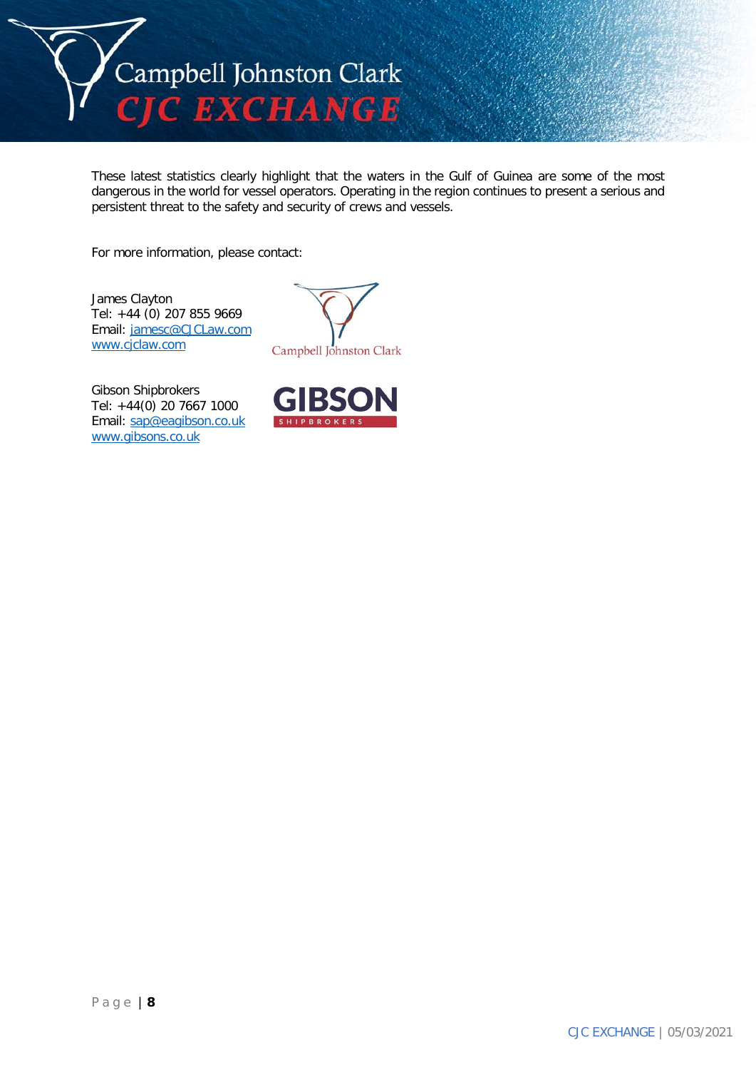These latest statistics clearly highlight that the waters in the Gulf of Guinea are some of the most dangerous in the world for vessel operators. Operating in the region continues to present a serious and persistent threat to the safety and security of crews and vessels.

For more information, please contact:

James Clayton
Tel: +44 (0) 207 855 9669
Email: jamesc@CJCLaw.com
www.cjclaw.com

Gibson Shipbrokers
Tel: +44(0) 20 7667 1000
Email: sap@eagibson.co.uk
www.gibsons.co.uk